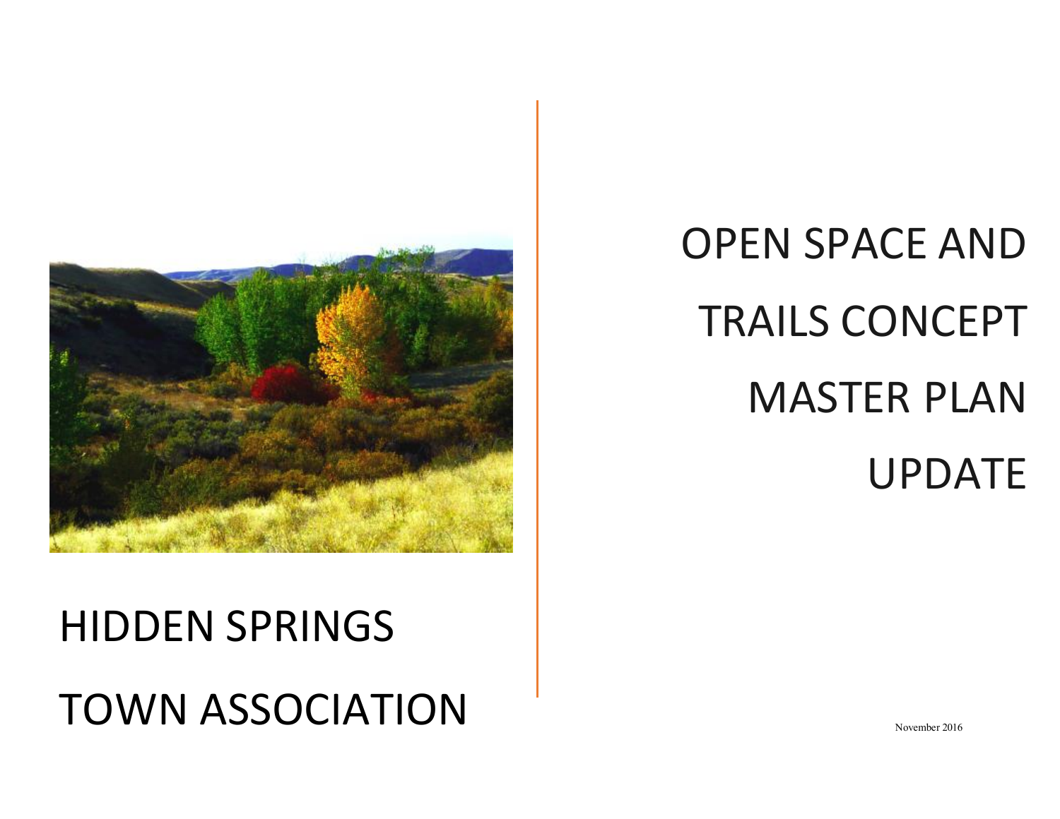# OPEN SPACE AND TRAILS CONCEPT MASTER PLAN UPDATE

## HIDDEN SPRINGS TOWN ASSOCIATION

November 2016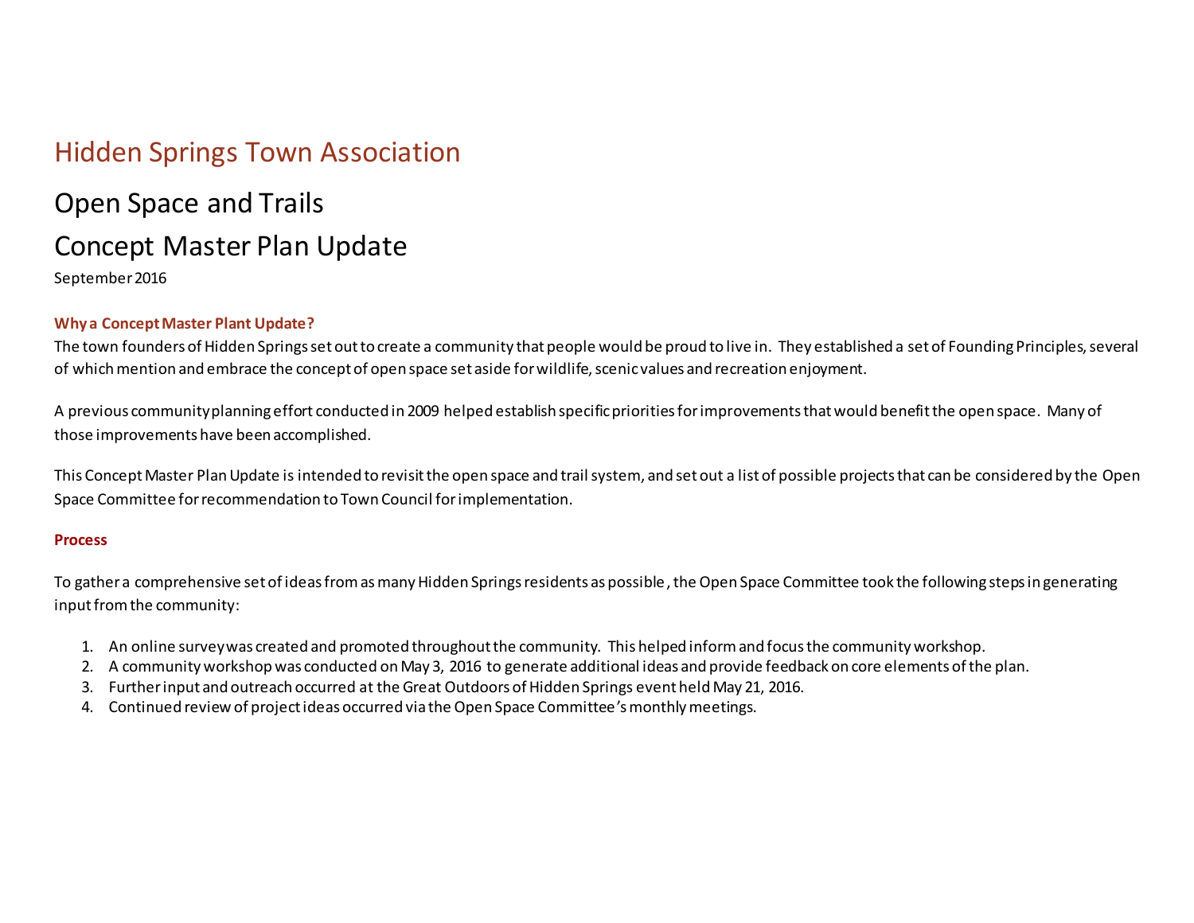# Hidden Springs Town Association

## Open Space and Trails

## Concept Master Plan Update

September 2016

### Why a Concept Master Plant Update?

The town founders of Hidden Springs set out to create a community that people would be proud to live in. They established a set of Founding Principles, several of which mention and embrace the concept of open space set aside for wildlife, scenic values and recreation enjoyment.

A previous community planning effort conducted in 2009 helped establish specific priorities for improvements that would benefit the open space. Many of those improvements have been accomplished.

This Concept Master Plan Update is intended to revisit the open space and trail system, and set out a list of possible projects that can be considered by the Open Space Committee for recommendation to Town Council for implementation.

### Process

To gather a comprehensive set of ideas from as many Hidden Springs residents as possible, the Open Space Committee took the following steps in generating input from the community:

1. An online survey was created and promoted throughout the community. This helped inform and focus the community workshop.
2. A community workshop was conducted on May 3, 2016 to generate additional ideas and provide feedback on core elements of the plan.
3. Further input and outreach occurred at the Great Outdoors of Hidden Springs event held May 21, 2016.
4. Continued review of project ideas occurred via the Open Space Committee's monthly meetings.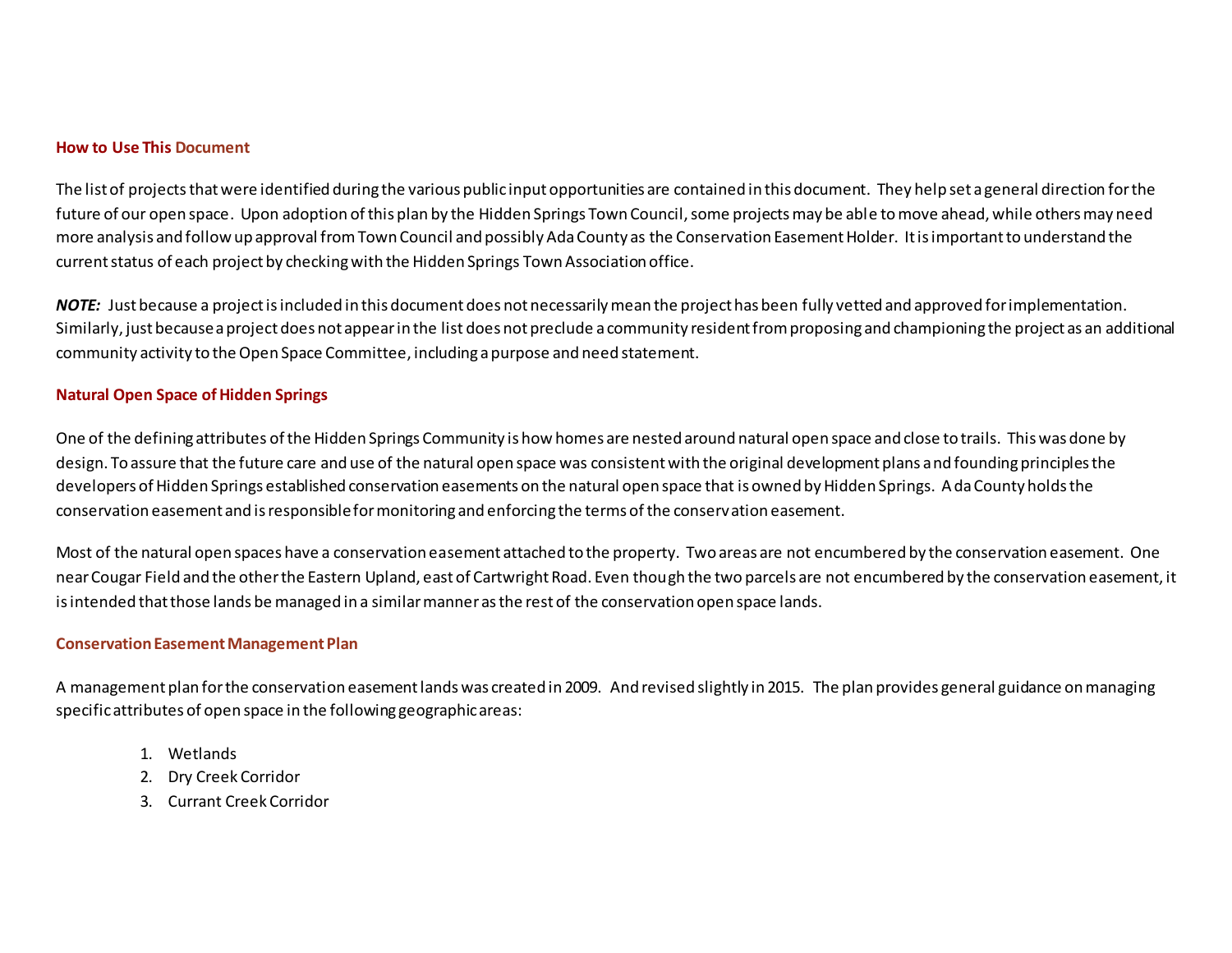## How to Use This Document

The list of projects that were identified during the various public input opportunities are contained in this document. They help set a general direction for the future of our open space. Upon adoption of this plan by the Hidden Springs Town Council, some projects may be able to move ahead, while others may need more analysis and follow up approval from Town Council and possibly Ada County as the Conservation Easement Holder. It is important to understand the current status of each project by checking with the Hidden Springs Town Association office.

***NOTE:*** Just because a project is included in this document does not necessarily mean the project has been fully vetted and approved for implementation. Similarly, just because a project does not appear in the list does not preclude a community resident from proposing and championing the project as an additional community activity to the Open Space Committee, including a purpose and need statement.

## Natural Open Space of Hidden Springs

One of the defining attributes of the Hidden Springs Community is how homes are nested around natural open space and close to trails. This was done by design. To assure that the future care and use of the natural open space was consistent with the original development plans and founding principles the developers of Hidden Springs established conservation easements on the natural open space that is owned by Hidden Springs. Ada County holds the conservation easement and is responsible for monitoring and enforcing the terms of the conservation easement.

Most of the natural open spaces have a conservation easement attached to the property. Two areas are not encumbered by the conservation easement. One near Cougar Field and the other the Eastern Upland, east of Cartwright Road. Even though the two parcels are not encumbered by the conservation easement, it is intended that those lands be managed in a similar manner as the rest of the conservation open space lands.

### Conservation Easement Management Plan

A management plan for the conservation easement lands was created in 2009. And revised slightly in 2015. The plan provides general guidance on managing specific attributes of open space in the following geographic areas:

1. Wetlands
2. Dry Creek Corridor
3. Currant Creek Corridor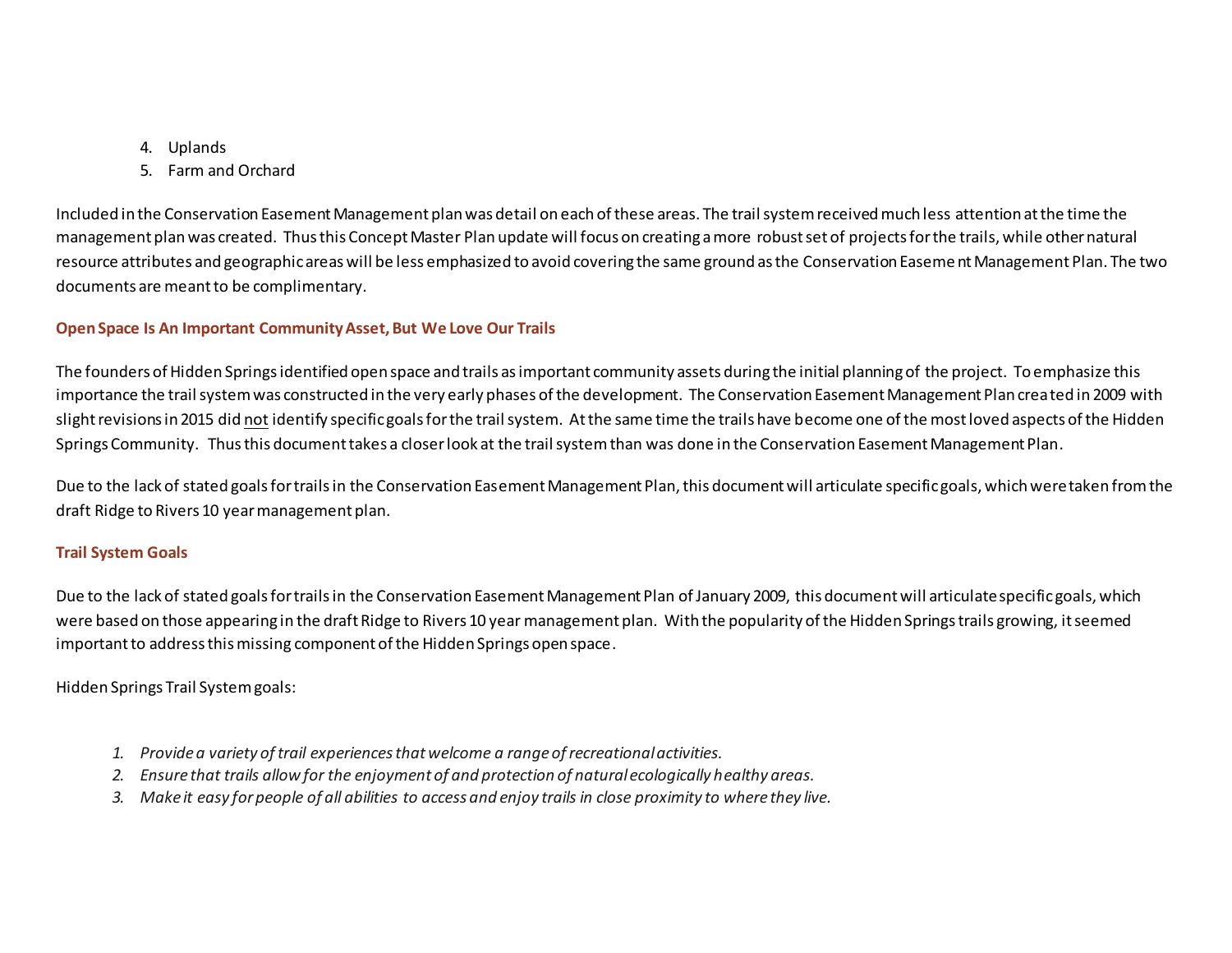4. Uplands
5. Farm and Orchard

Included in the Conservation Easement Management plan was detail on each of these areas. The trail system received much less attention at the time the management plan was created. Thus this Concept Master Plan update will focus on creating a more robust set of projects for the trails, while other natural resource attributes and geographic areas will be less emphasized to avoid covering the same ground as the Conservation Easement Management Plan. The two documents are meant to be complimentary.

## Open Space Is An Important Community Asset, But We Love Our Trails

The founders of Hidden Springs identified open space and trails as important community assets during the initial planning of the project. To emphasize this importance the trail system was constructed in the very early phases of the development. The Conservation Easement Management Plan created in 2009 with slight revisions in 2015 did <u>not</u> identify specific goals for the trail system. At the same time the trails have become one of the most loved aspects of the Hidden Springs Community. Thus this document takes a closer look at the trail system than was done in the Conservation Easement Management Plan.

Due to the lack of stated goals for trails in the Conservation Easement Management Plan, this document will articulate specific goals, which were taken from the draft Ridge to Rivers 10 year management plan.

## Trail System Goals

Due to the lack of stated goals for trails in the Conservation Easement Management Plan of January 2009, this document will articulate specific goals, which were based on those appearing in the draft Ridge to Rivers 10 year management plan. With the popularity of the Hidden Springs trails growing, it seemed important to address this missing component of the Hidden Springs open space.

Hidden Springs Trail System goals:

1. *Provide a variety of trail experiences that welcome a range of recreational activities.*
2. *Ensure that trails allow for the enjoyment of and protection of natural ecologically healthy areas.*
3. *Make it easy for people of all abilities to access and enjoy trails in close proximity to where they live.*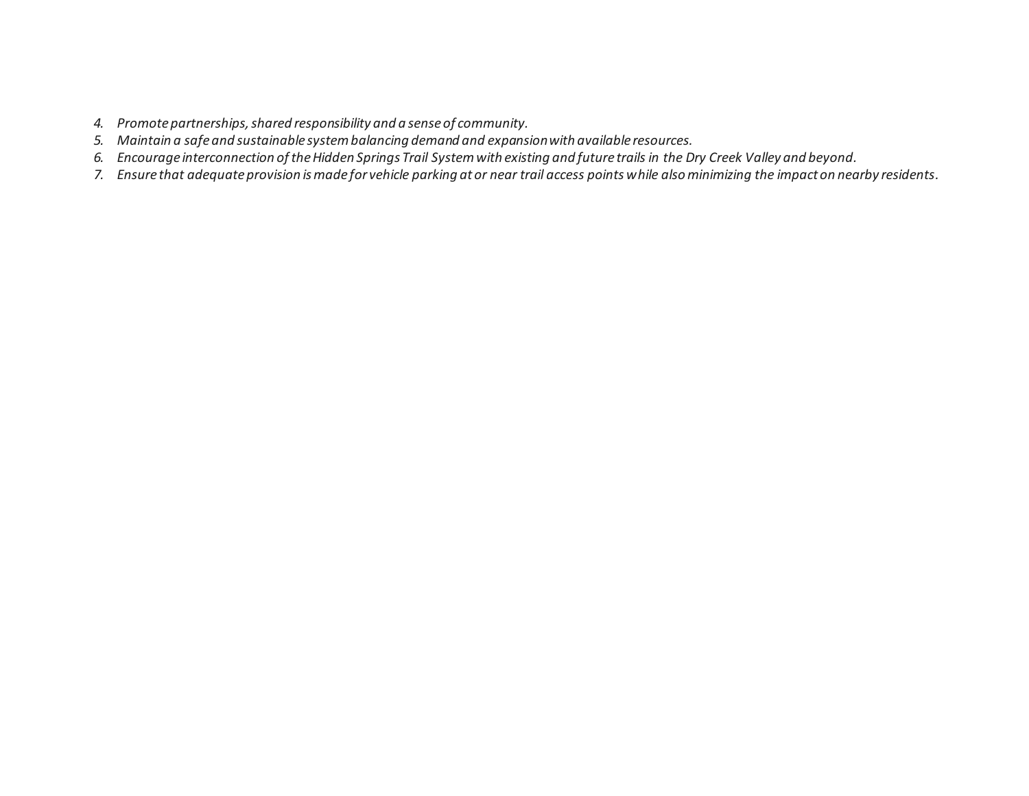4. *Promote partnerships, shared responsibility and a sense of community.*
5. *Maintain a safe and sustainable system balancing demand and expansion with available resources.*
6. *Encourage interconnection of the Hidden Springs Trail System with existing and future trails in the Dry Creek Valley and beyond.*
7. *Ensure that adequate provision is made for vehicle parking at or near trail access points while also minimizing the impact on nearby residents.*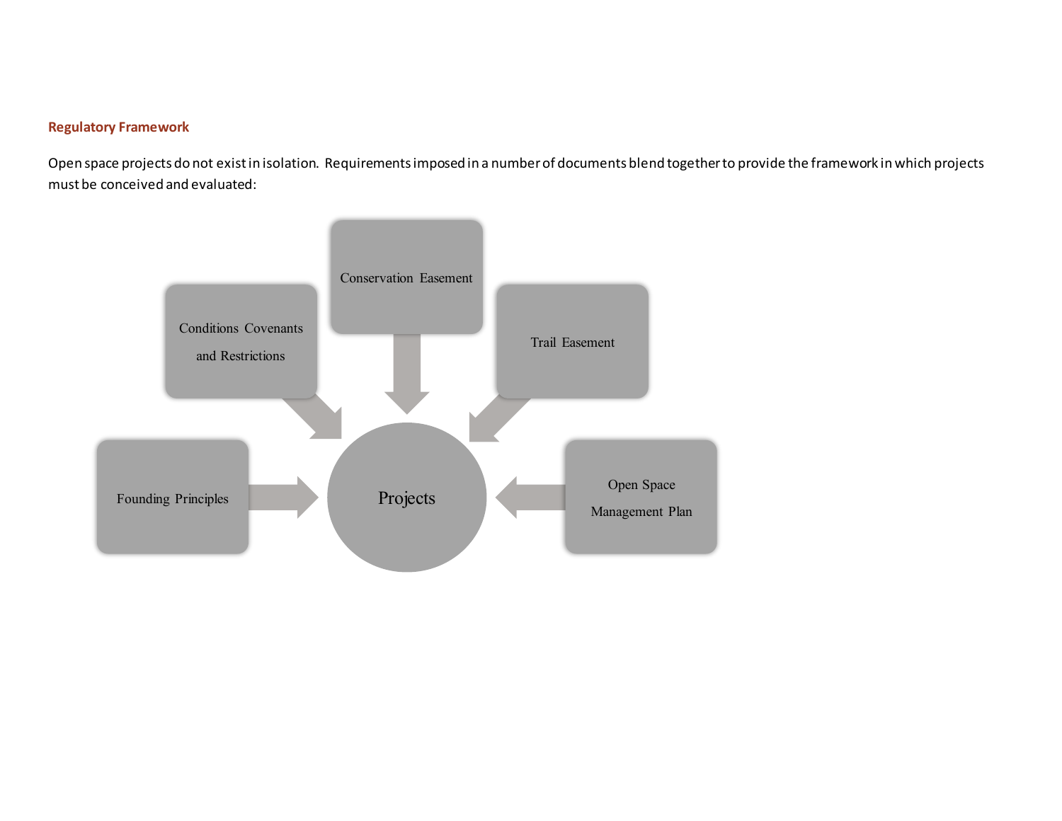### Regulatory Framework

Open space projects do not exist in isolation. Requirements imposed in a number of documents blend together to provide the framework in which projects must be conceived and evaluated:

Conservation Easement

Conditions Covenants and Restrictions

Trail Easement

Founding Principles

Projects

Open Space Management Plan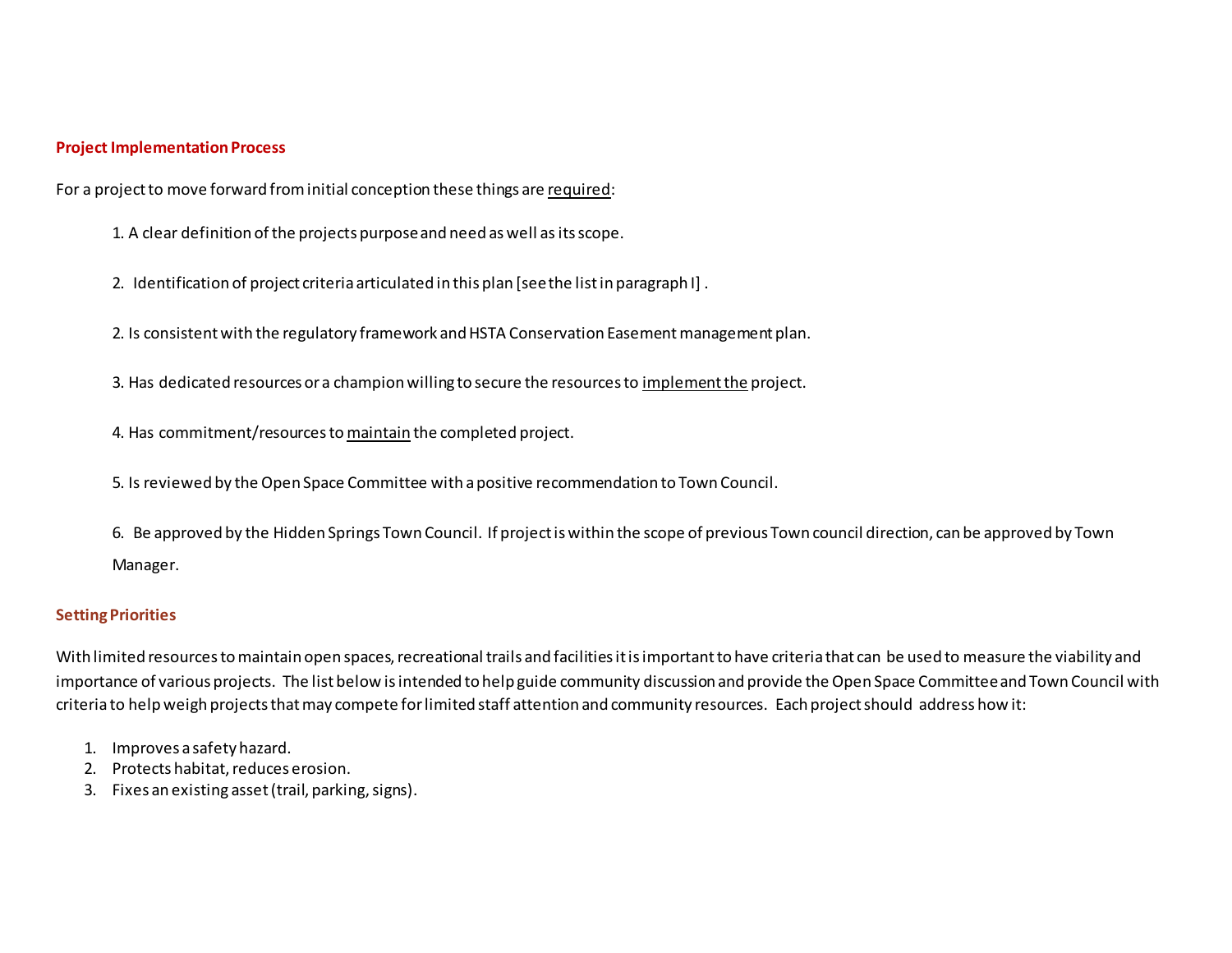**Project Implementation Process**

For a project to move forward from initial conception these things are required:

1. A clear definition of the projects purpose and need as well as its scope.

2. Identification of project criteria articulated in this plan [see the list in paragraph I] .

2. Is consistent with the regulatory framework and HSTA Conservation Easement management plan.

3. Has dedicated resources or a champion willing to secure the resources to implement the project.

4. Has commitment/resources to maintain the completed project.

5. Is reviewed by the Open Space Committee with a positive recommendation to Town Council.

6. Be approved by the Hidden Springs Town Council. If project is within the scope of previous Town council direction, can be approved by Town Manager.

**Setting Priorities**

With limited resources to maintain open spaces, recreational trails and facilities it is important to have criteria that can be used to measure the viability and importance of various projects. The list below is intended to help guide community discussion and provide the Open Space Committee and Town Council with criteria to help weigh projects that may compete for limited staff attention and community resources. Each project should address how it:

1. Improves a safety hazard.
2. Protects habitat, reduces erosion.
3. Fixes an existing asset (trail, parking, signs).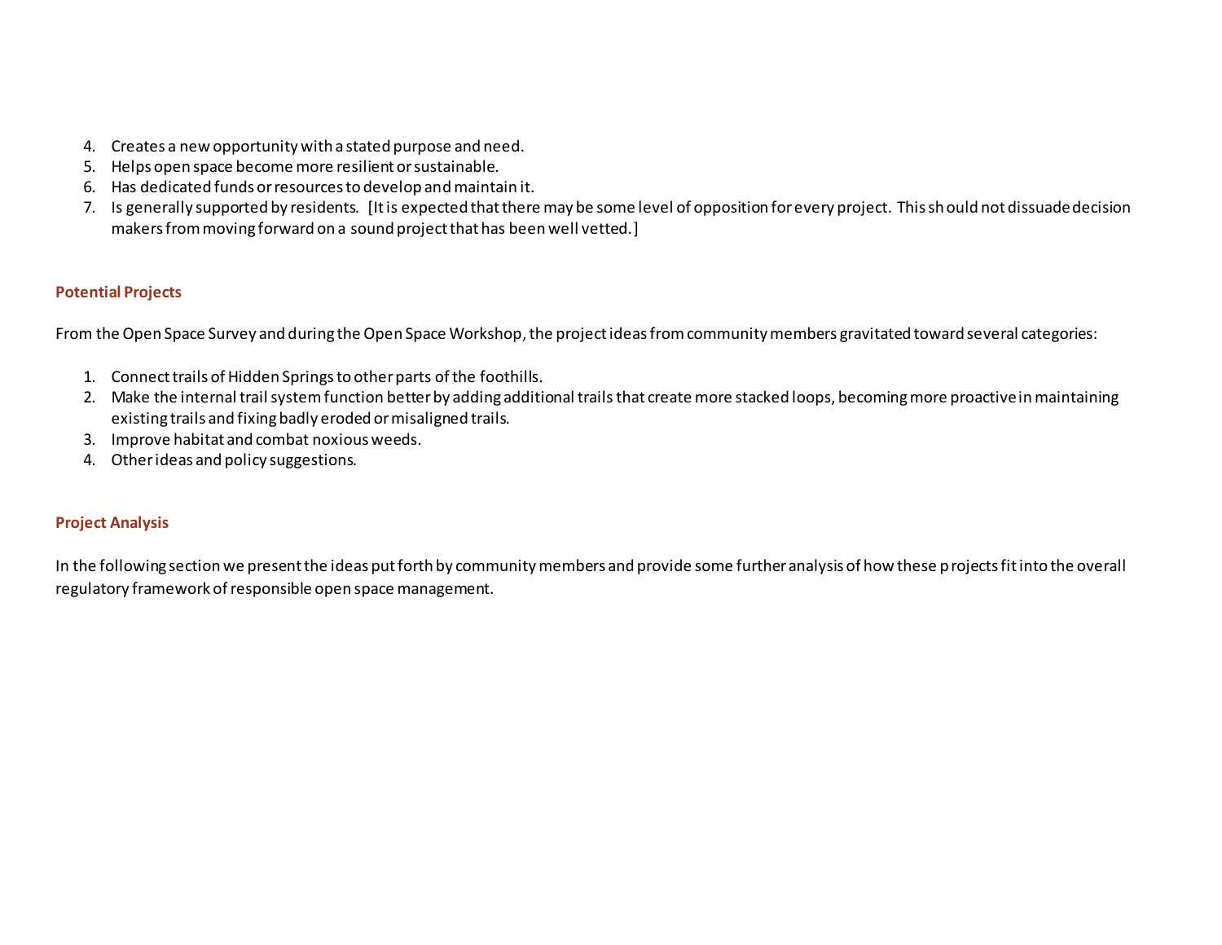4. Creates a new opportunity with a stated purpose and need.
5. Helps open space become more resilient or sustainable.
6. Has dedicated funds or resources to develop and maintain it.
7. Is generally supported by residents. [It is expected that there may be some level of opposition for every project. This should not dissuade decision makers from moving forward on a sound project that has been well vetted.]

## Potential Projects

From the Open Space Survey and during the Open Space Workshop, the project ideas from community members gravitated toward several categories:

1. Connect trails of Hidden Springs to other parts of the foothills.
2. Make the internal trail system function better by adding additional trails that create more stacked loops, becoming more proactive in maintaining existing trails and fixing badly eroded or misaligned trails.
3. Improve habitat and combat noxious weeds.
4. Other ideas and policy suggestions.

## Project Analysis

In the following section we present the ideas put forth by community members and provide some further analysis of how these projects fit into the overall regulatory framework of responsible open space management.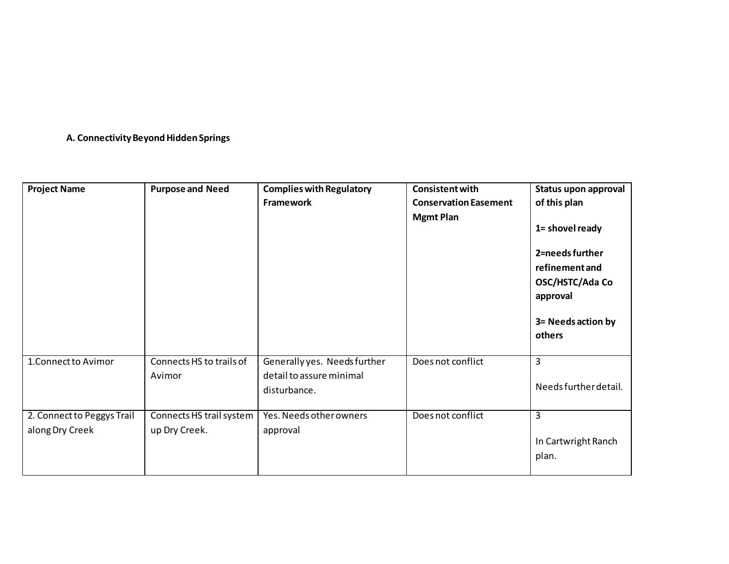### A. Connectivity Beyond Hidden Springs

| Project Name | Purpose and Need | Complies with Regulatory Framework | Consistent with Conservation Easement Mgmt Plan | Status upon approval of this plan<br><br>1= shovel ready<br><br>2=needs further refinement and OSC/HSTC/Ada Co approval<br><br>3= Needs action by others |
|---|---|---|---|---|
| 1.Connect to Avimor | Connects HS to trails of Avimor | Generally yes. Needs further detail to assure minimal disturbance. | Does not conflict | 3<br><br>Needs further detail. |
| 2. Connect to Peggys Trail along Dry Creek | Connects HS trail system up Dry Creek. | Yes. Needs other owners approval | Does not conflict | 3<br><br>In Cartwright Ranch plan. |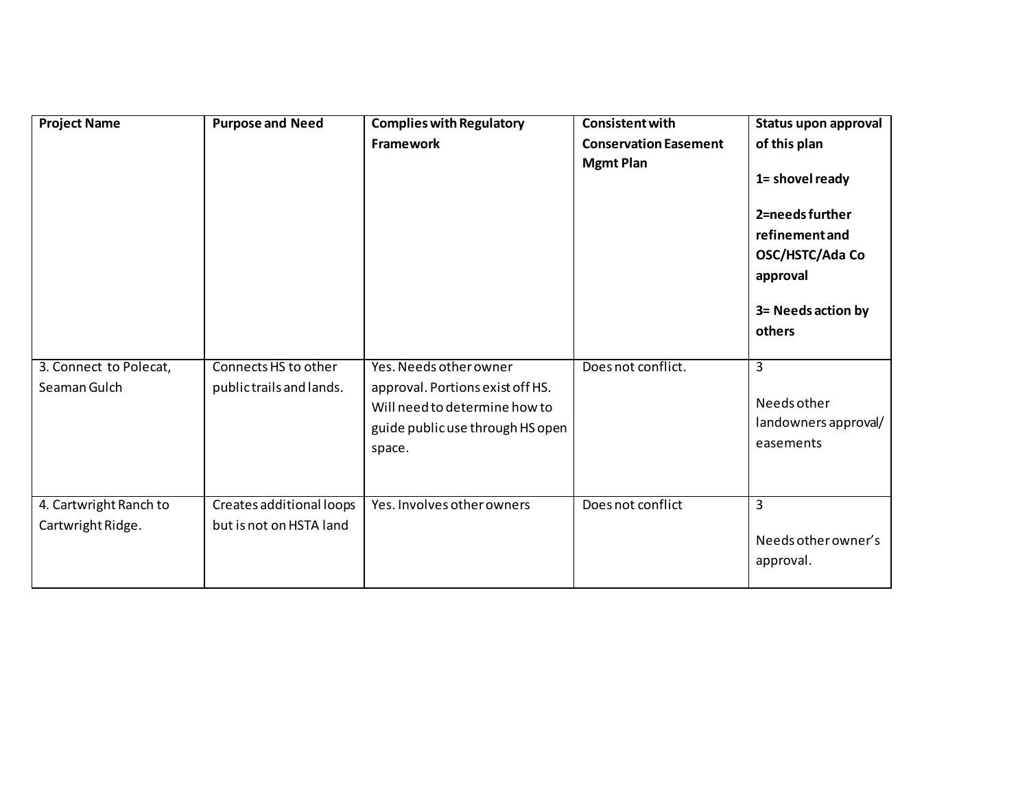| Project Name | Purpose and Need | Complies with Regulatory Framework | Consistent with Conservation Easement Mgmt Plan | Status upon approval of this plan<br><br>1= shovel ready<br><br>2=needs further refinement and OSC/HSTC/Ada Co approval<br><br>3= Needs action by others |
|---|---|---|---|---|
| 3. Connect to Polecat, Seaman Gulch | Connects HS to other public trails and lands. | Yes. Needs other owner approval. Portions exist off HS. Will need to determine how to guide public use through HS open space. | Does not conflict. | 3<br><br>Needs other landowners approval/ easements |
| 4. Cartwright Ranch to Cartwright Ridge. | Creates additional loops but is not on HSTA land | Yes. Involves other owners | Does not conflict | 3<br><br>Needs other owner's approval. |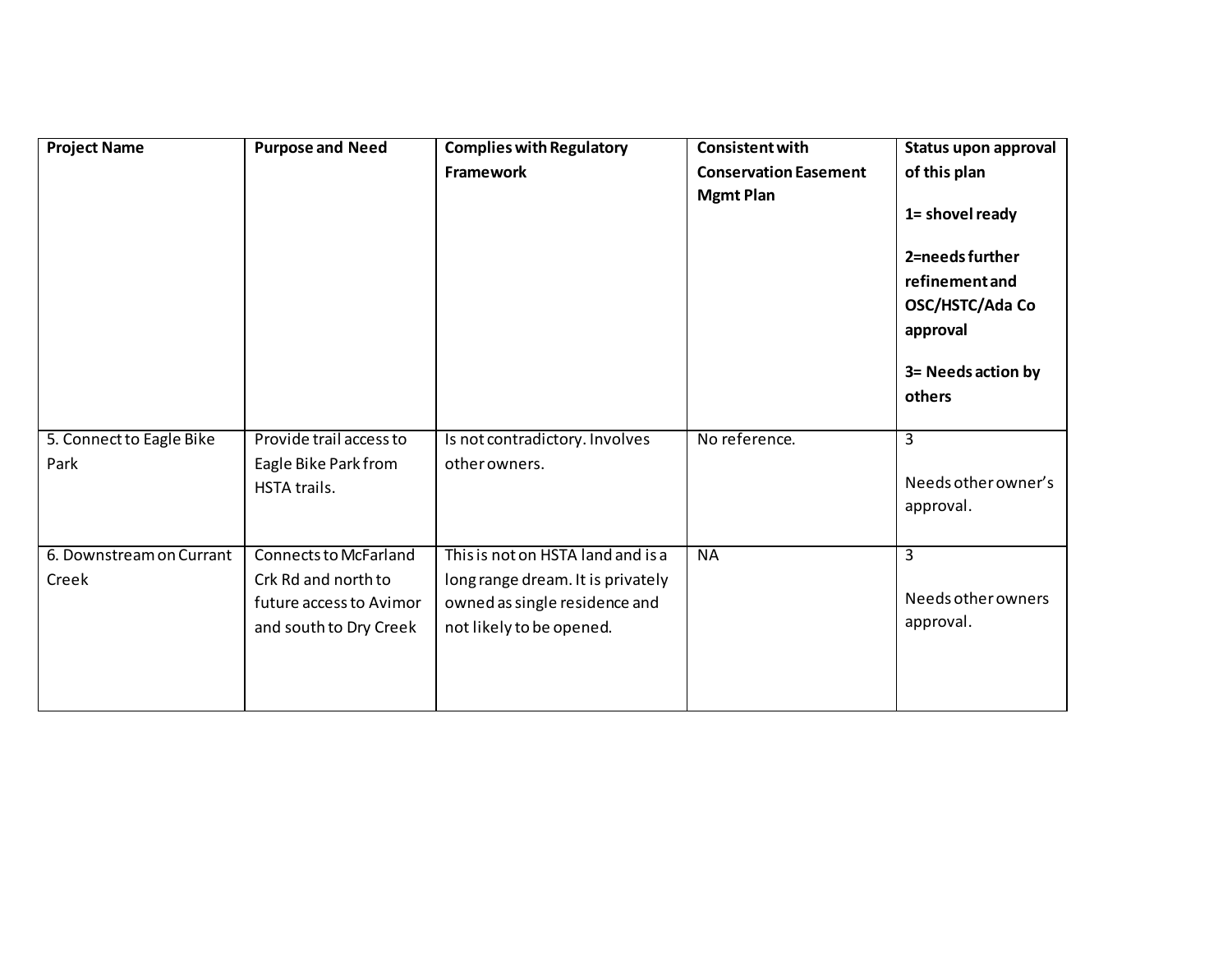| Project Name | Purpose and Need | Complies with Regulatory Framework | Consistent with Conservation Easement Mgmt Plan | Status upon approval of this plan<br><br>1= shovel ready<br><br>2=needs further refinement and OSC/HSTC/Ada Co approval<br><br>3= Needs action by others |
|---|---|---|---|---|
| 5. Connect to Eagle Bike Park | Provide trail access to Eagle Bike Park from HSTA trails. | Is not contradictory. Involves other owners. | No reference. | 3<br><br>Needs other owner's approval. |
| 6. Downstream on Currant Creek | Connects to McFarland Crk Rd and north to future access to Avimor and south to Dry Creek | This is not on HSTA land and is a long range dream. It is privately owned as single residence and not likely to be opened. | NA | 3<br><br>Needs other owners approval. |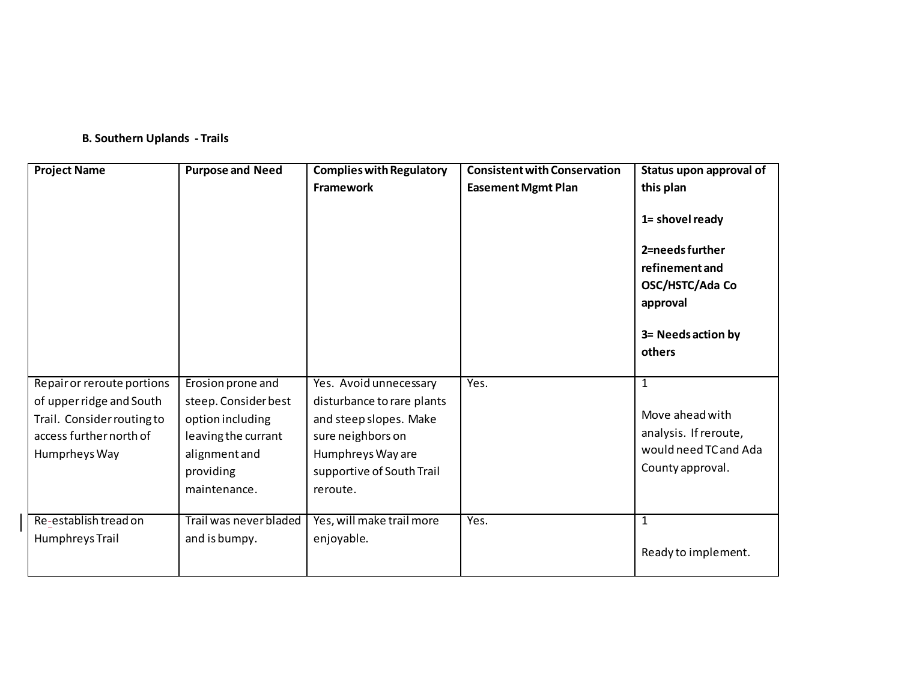**B. Southern Uplands - Trails**

| Project Name | Purpose and Need | Complies with Regulatory Framework | Consistent with Conservation Easement Mgmt Plan | Status upon approval of this plan<br><br>1= shovel ready<br><br>2=needs further refinement and OSC/HSTC/Ada Co approval<br><br>3= Needs action by others |
|---|---|---|---|---|
| Repair or reroute portions of upper ridge and South Trail. Consider routing to access further north of Humprheys Way | Erosion prone and steep. Consider best option including leaving the currant alignment and providing maintenance. | Yes. Avoid unnecessary disturbance to rare plants and steep slopes. Make sure neighbors on Humphreys Way are supportive of South Trail reroute. | Yes. | 1<br><br>Move ahead with analysis. If reroute, would need TC and Ada County approval. |
| Re-establish tread on Humphreys Trail | Trail was never bladed and is bumpy. | Yes, will make trail more enjoyable. | Yes. | 1<br><br>Ready to implement. |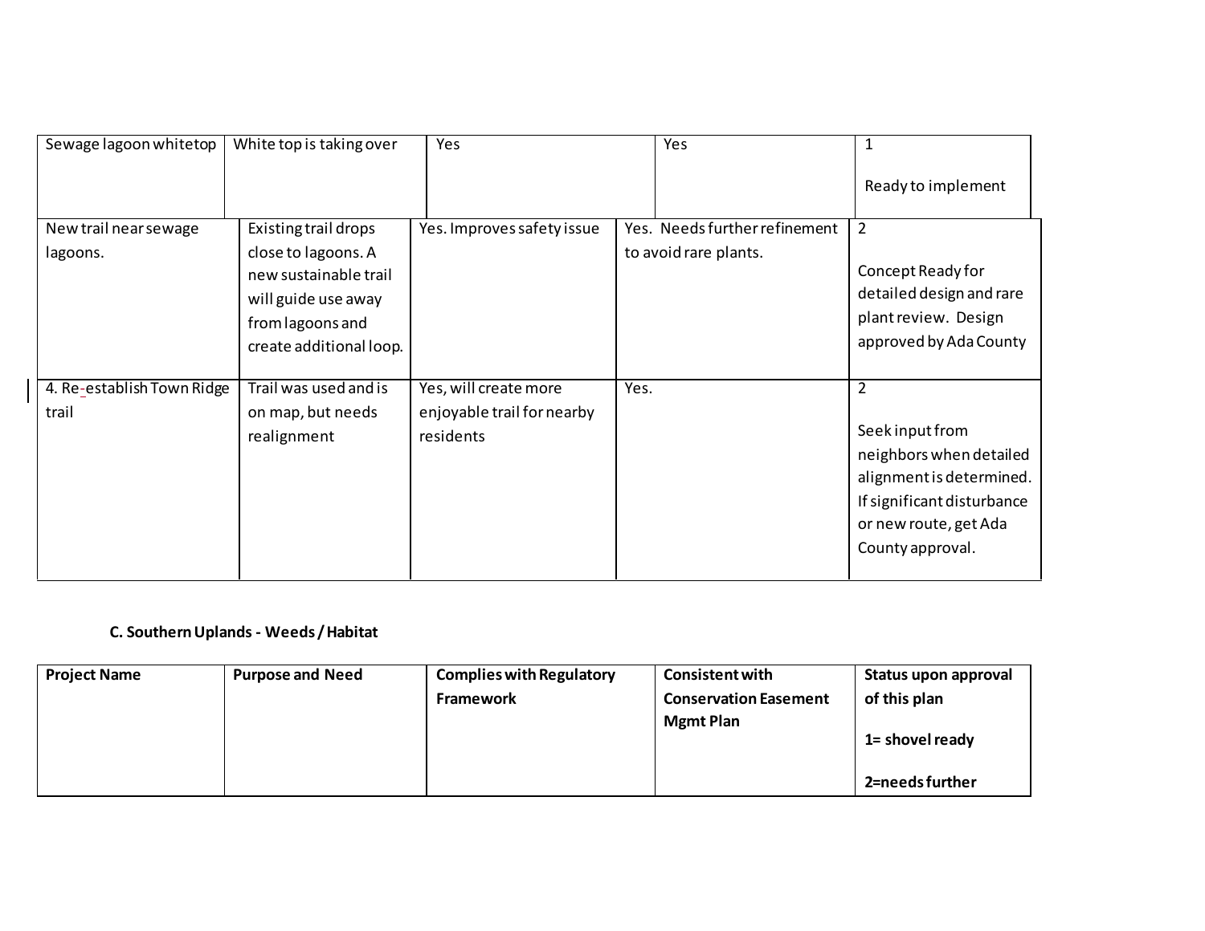| | | | | |
|---|---|---|---|---|
| Sewage lagoon whitetop | White top is taking over | Yes | Yes | 1<br><br>Ready to implement |
| New trail near sewage lagoons. | Existing trail drops close to lagoons. A new sustainable trail will guide use away from lagoons and create additional loop. | Yes. Improves safety issue | Yes. Needs further refinement to avoid rare plants. | 2<br><br>Concept Ready for detailed design and rare plant review. Design approved by Ada County |
| 4. Re-establish Town Ridge trail | Trail was used and is on map, but needs realignment | Yes, will create more enjoyable trail for nearby residents | Yes. | 2<br><br>Seek input from neighbors when detailed alignment is determined. If significant disturbance or new route, get Ada County approval. |

**C. Southern Uplands - Weeds / Habitat**

| **Project Name** | **Purpose and Need** | **Complies with Regulatory Framework** | **Consistent with Conservation Easement Mgmt Plan** | **Status upon approval of this plan**<br><br>**1= shovel ready**<br><br>**2=needs further** |
|---|---|---|---|---|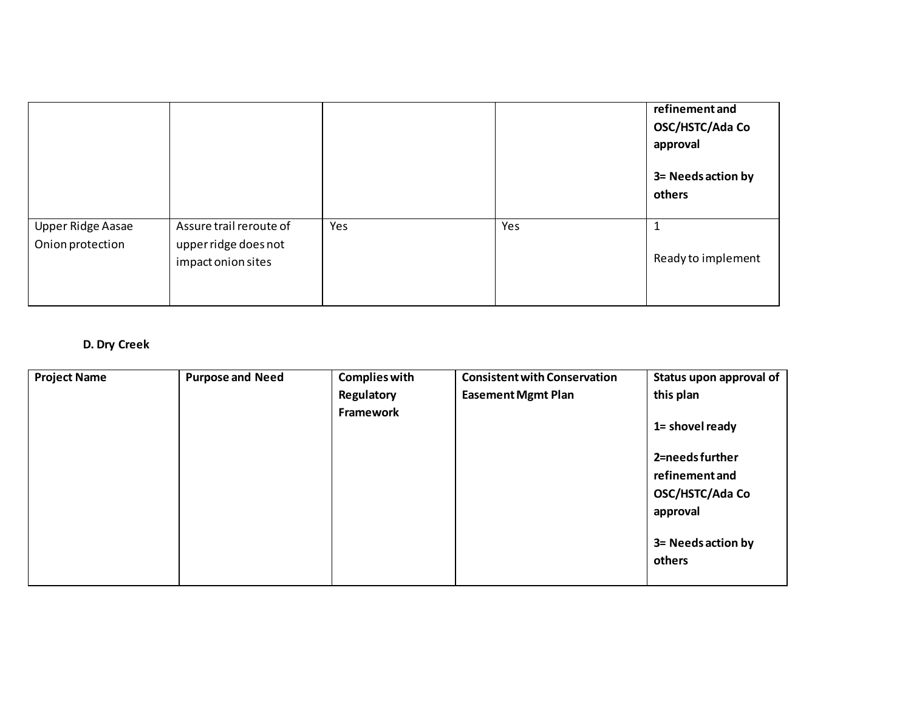| | | | | refinement and OSC/HSTC/Ada Co approval<br><br>3= Needs action by others |
|---|---|---|---|---|
| Upper Ridge Aasae Onion protection | Assure trail reroute of upper ridge does not impact onion sites | Yes | Yes | 1<br><br>Ready to implement |

**D. Dry Creek**

| Project Name | Purpose and Need | Complies with Regulatory Framework | Consistent with Conservation Easement Mgmt Plan | Status upon approval of this plan<br><br>1= shovel ready<br><br>2=needs further refinement and OSC/HSTC/Ada Co approval<br><br>3= Needs action by others |
|---|---|---|---|---|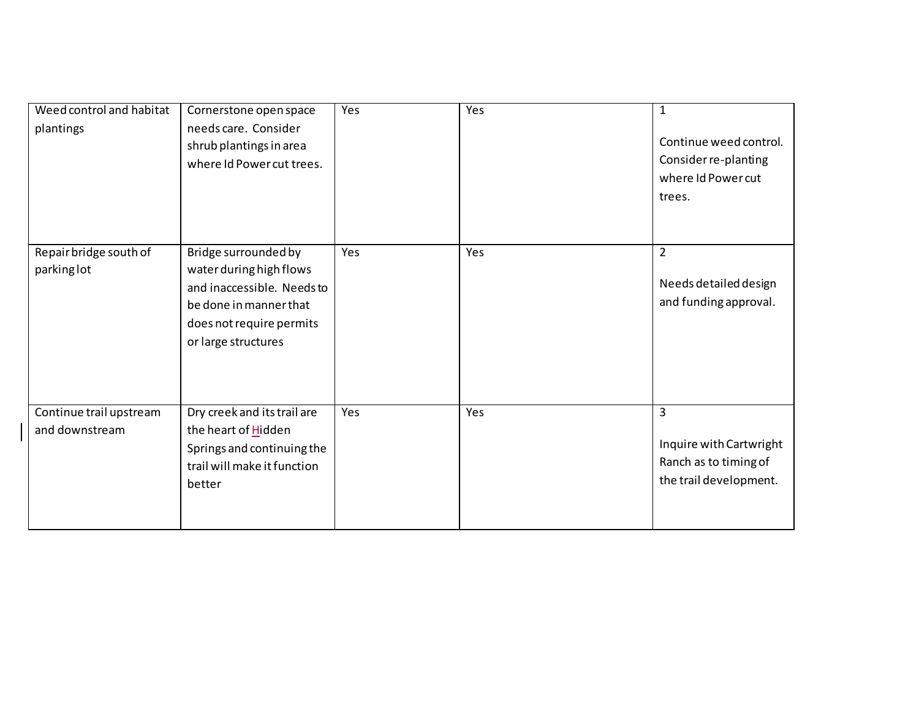| | | | | |
|---|---|---|---|---|
| Weed control and habitat plantings | Cornerstone open space needs care. Consider shrub plantings in area where Id Power cut trees. | Yes | Yes | 1<br><br>Continue weed control. Consider re-planting where Id Power cut trees. |
| Repair bridge south of parking lot | Bridge surrounded by water during high flows and inaccessible. Needs to be done in manner that does not require permits or large structures | Yes | Yes | 2<br><br>Needs detailed design and funding approval. |
| Continue trail upstream and downstream | Dry creek and its trail are the heart of Hidden Springs and continuing the trail will make it function better | Yes | Yes | 3<br><br>Inquire with Cartwright Ranch as to timing of the trail development. |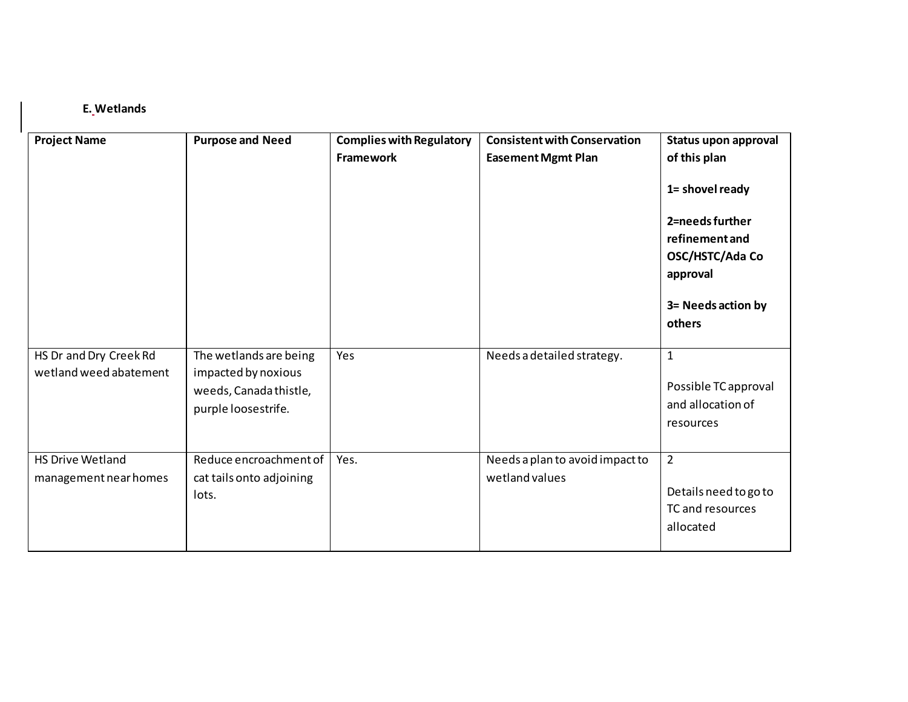### E. Wetlands

| Project Name | Purpose and Need | Complies with Regulatory Framework | Consistent with Conservation Easement Mgmt Plan | Status upon approval of this plan<br><br>1= shovel ready<br><br>2=needs further refinement and OSC/HSTC/Ada Co approval<br><br>3= Needs action by others |
|---|---|---|---|---|
| HS Dr and Dry Creek Rd wetland weed abatement | The wetlands are being impacted by noxious weeds, Canada thistle, purple loosestrife. | Yes | Needs a detailed strategy. | 1<br><br>Possible TC approval and allocation of resources |
| HS Drive Wetland management near homes | Reduce encroachment of cat tails onto adjoining lots. | Yes. | Needs a plan to avoid impact to wetland values | 2<br><br>Details need to go to TC and resources allocated |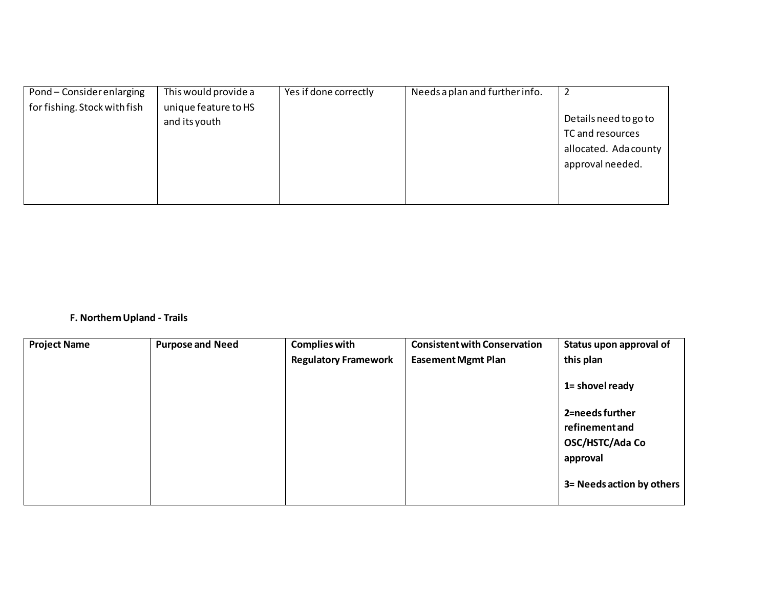| | | | | |
|---|---|---|---|---|
| Pond – Consider enlarging for fishing. Stock with fish | This would provide a unique feature to HS and its youth | Yes if done correctly | Needs a plan and further info. | 2<br><br>Details need to go to TC and resources allocated. Ada county approval needed. |

**F. Northern Upland - Trails**

| **Project Name** | **Purpose and Need** | **Complies with Regulatory Framework** | **Consistent with Conservation Easement Mgmt Plan** | **Status upon approval of this plan**<br><br>**1= shovel ready**<br><br>**2=needs further refinement and OSC/HSTC/Ada Co approval**<br><br>**3= Needs action by others** |
|---|---|---|---|---|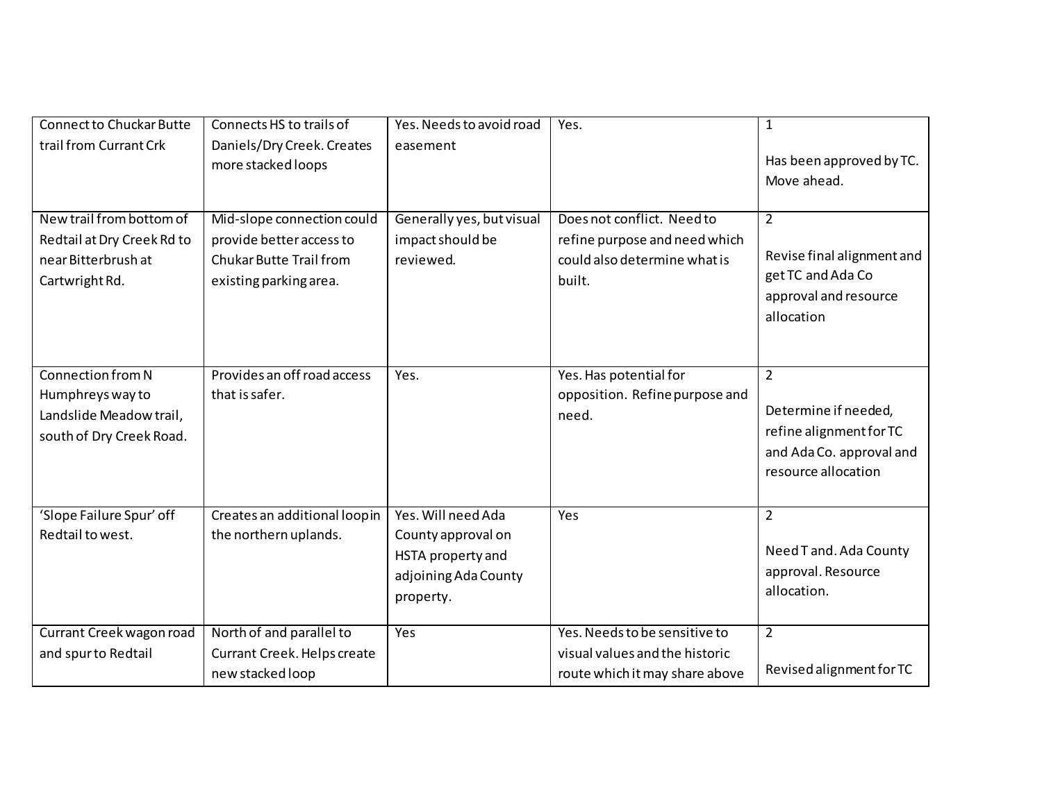| | | | | |
|---|---|---|---|---|
| Connect to Chuckar Butte trail from Currant Crk | Connects HS to trails of Daniels/Dry Creek. Creates more stacked loops | Yes. Needs to avoid road easement | Yes. | 1<br><br>Has been approved by TC. Move ahead. |
| New trail from bottom of Redtail at Dry Creek Rd to near Bitterbrush at Cartwright Rd. | Mid-slope connection could provide better access to Chukar Butte Trail from existing parking area. | Generally yes, but visual impact should be reviewed. | Does not conflict. Need to refine purpose and need which could also determine what is built. | 2<br><br>Revise final alignment and get TC and Ada Co approval and resource allocation |
| Connection from N Humphreys way to Landslide Meadow trail, south of Dry Creek Road. | Provides an off road access that is safer. | Yes. | Yes. Has potential for opposition. Refine purpose and need. | 2<br><br>Determine if needed, refine alignment for TC and Ada Co. approval and resource allocation |
| 'Slope Failure Spur' off Redtail to west. | Creates an additional loop in the northern uplands. | Yes. Will need Ada County approval on HSTA property and adjoining Ada County property. | Yes | 2<br><br>Need T and. Ada County approval. Resource allocation. |
| Currant Creek wagon road and spur to Redtail | North of and parallel to Currant Creek. Helps create new stacked loop | Yes | Yes. Needs to be sensitive to visual values and the historic route which it may share above | 2<br><br>Revised alignment for TC |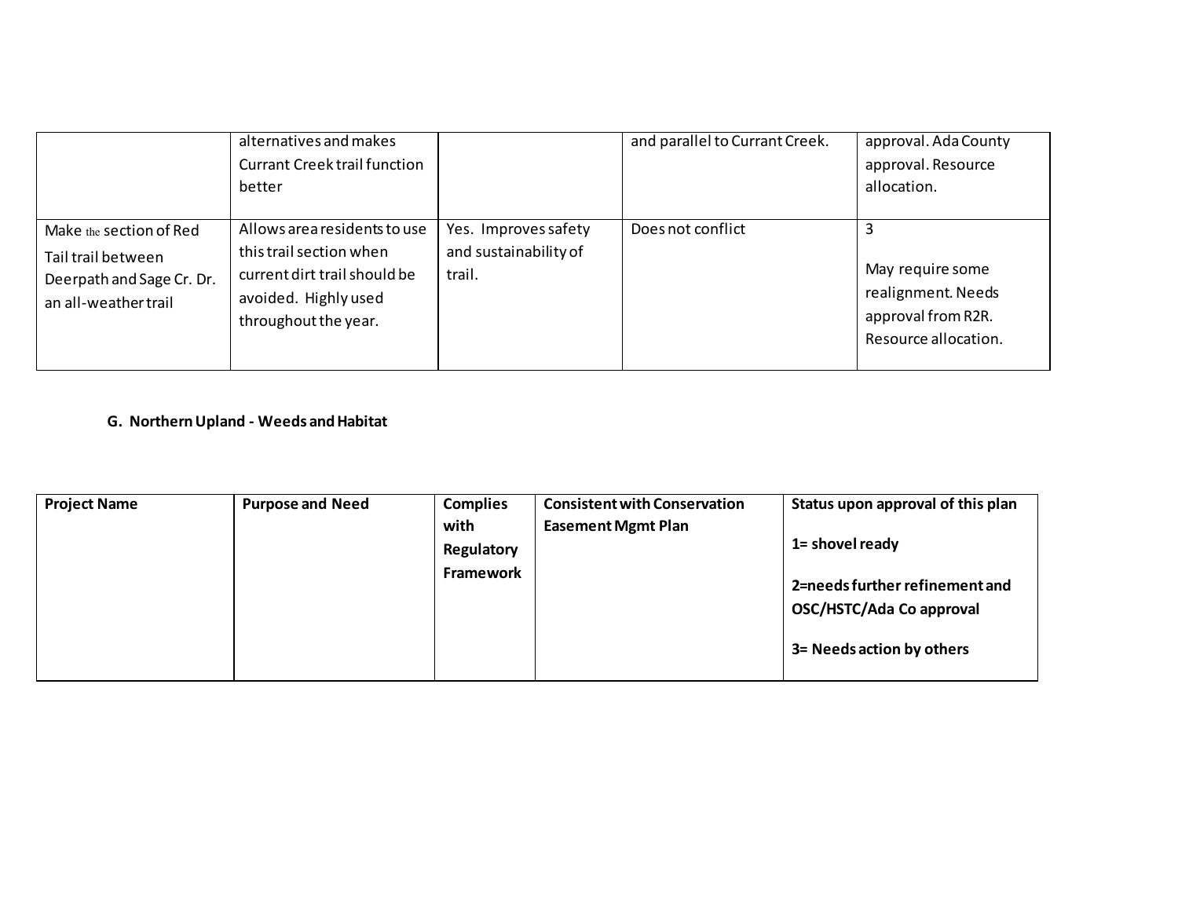| | | | | |
|---|---|---|---|---|
| | alternatives and makes Currant Creek trail function better | | and parallel to Currant Creek. | approval. Ada County approval. Resource allocation. |
| Make the section of Red Tail trail between Deerpath and Sage Cr. Dr. an all-weather trail | Allows area residents to use this trail section when current dirt trail should be avoided. Highly used throughout the year. | Yes. Improves safety and sustainability of trail. | Does not conflict | 3<br><br>May require some realignment. Needs approval from R2R. Resource allocation. |

**G. Northern Upland - Weeds and Habitat**

| Project Name | Purpose and Need | Complies with Regulatory Framework | Consistent with Conservation Easement Mgmt Plan | Status upon approval of this plan<br><br>1= shovel ready<br><br>2=needs further refinement and OSC/HSTC/Ada Co approval<br><br>3= Needs action by others |
|---|---|---|---|---|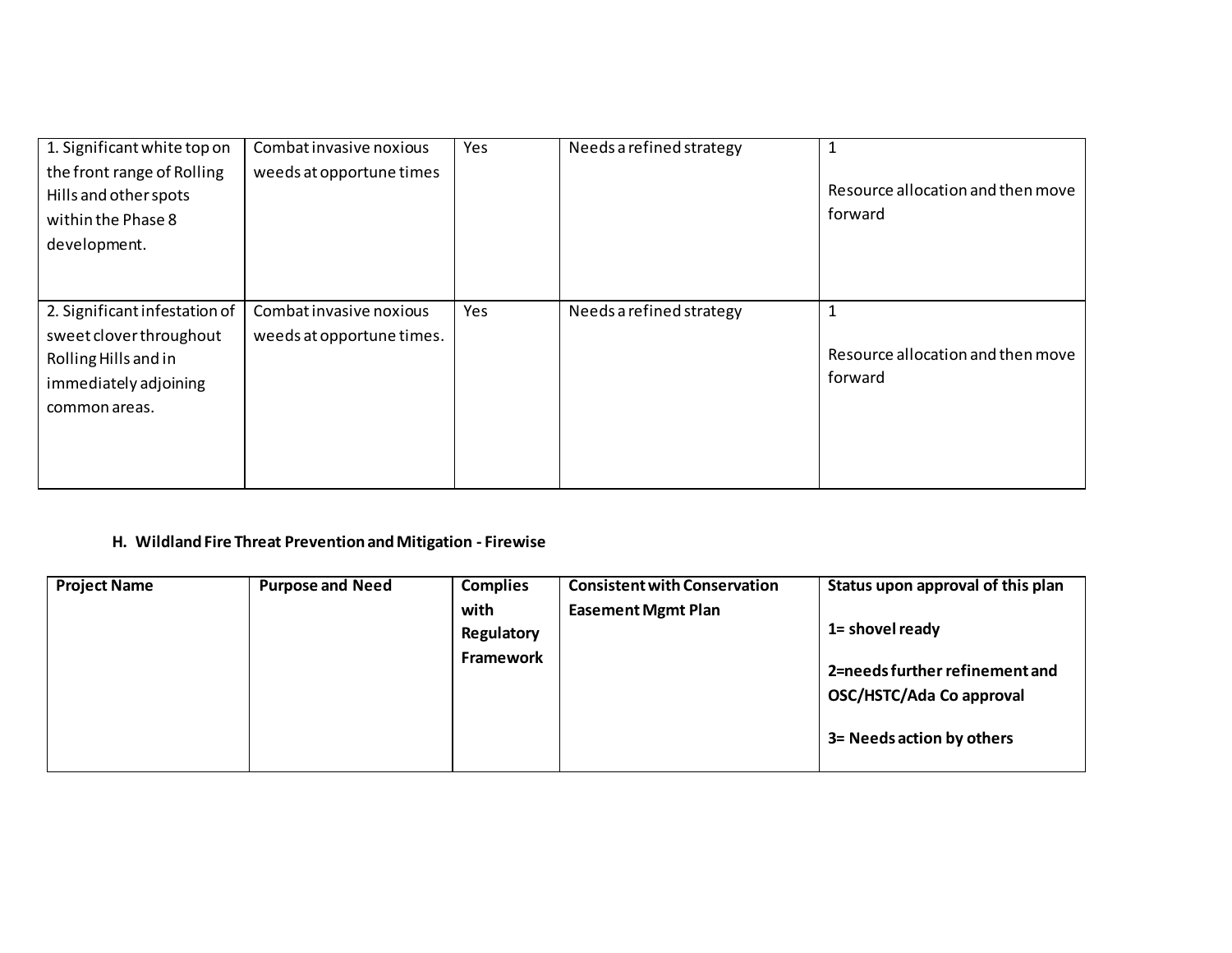| | | | | |
|---|---|---|---|---|
| 1. Significant white top on the front range of Rolling Hills and other spots within the Phase 8 development. | Combat invasive noxious weeds at opportune times | Yes | Needs a refined strategy | 1<br><br>Resource allocation and then move forward |
| 2. Significant infestation of sweet clover throughout Rolling Hills and in immediately adjoining common areas. | Combat invasive noxious weeds at opportune times. | Yes | Needs a refined strategy | 1<br><br>Resource allocation and then move forward |

### H. Wildland Fire Threat Prevention and Mitigation - Firewise

| Project Name | Purpose and Need | Complies with Regulatory Framework | Consistent with Conservation Easement Mgmt Plan | Status upon approval of this plan<br><br>1= shovel ready<br><br>2=needs further refinement and OSC/HSTC/Ada Co approval<br><br>3= Needs action by others |
|---|---|---|---|---|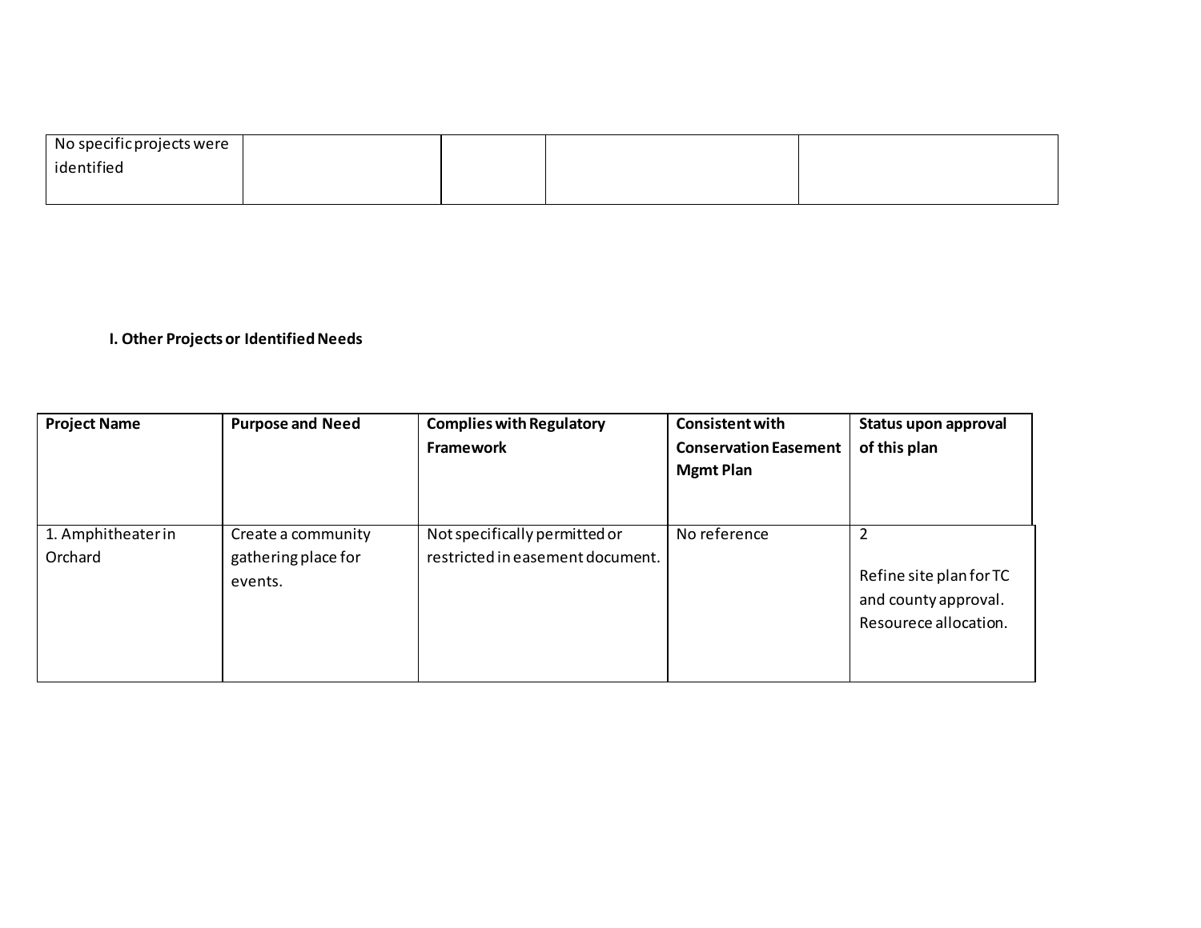| No specific projects were identified | | | | |
|---|---|---|---|---|

**I. Other Projects or Identified Needs**

| Project Name | Purpose and Need | Complies with Regulatory Framework | Consistent with Conservation Easement Mgmt Plan | Status upon approval of this plan |
|---|---|---|---|---|
| 1. Amphitheater in Orchard | Create a community gathering place for events. | Not specifically permitted or restricted in easement document. | No reference | 2<br><br>Refine site plan for TC and county approval. Resourece allocation. |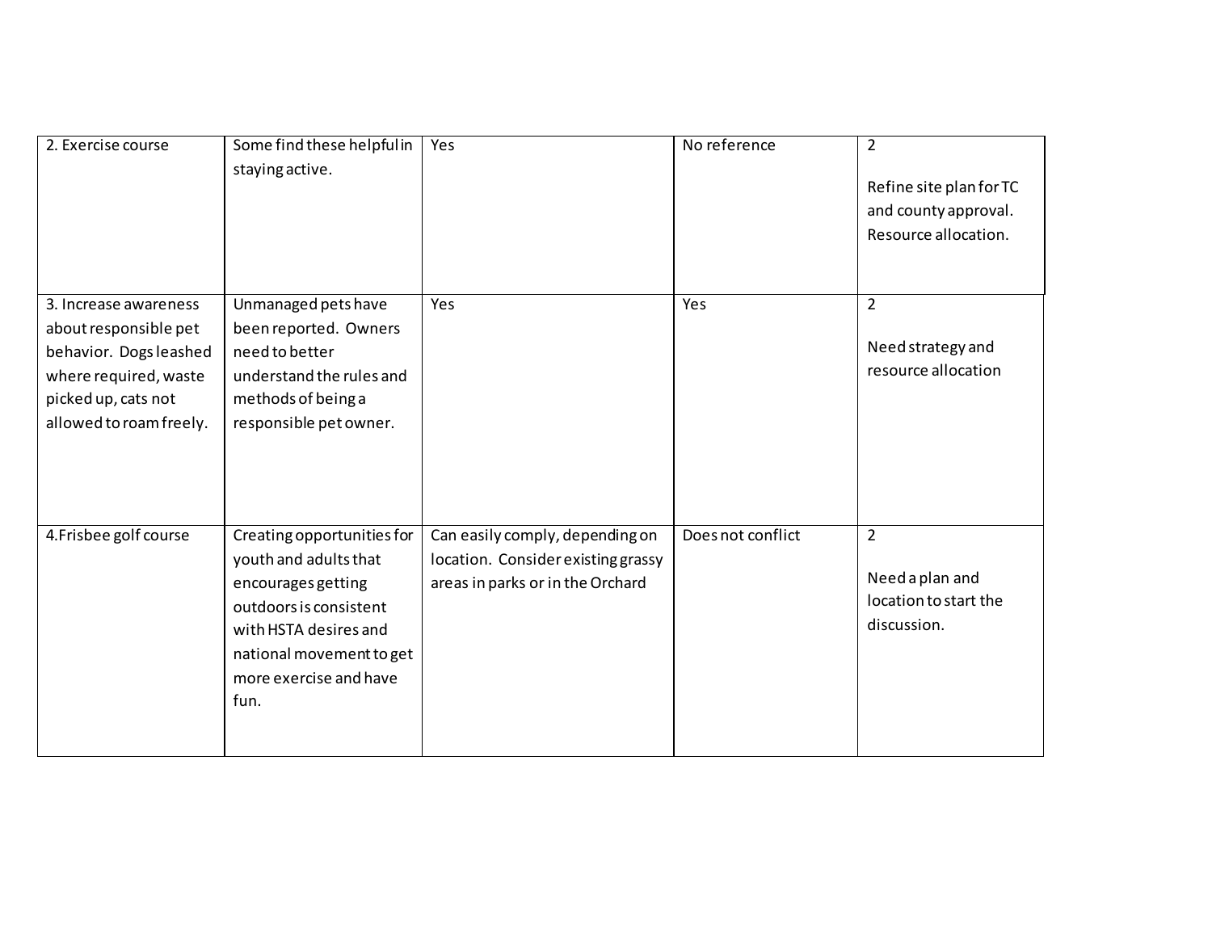| 2. Exercise course | Some find these helpful in staying active. | Yes | No reference | 2<br><br>Refine site plan for TC and county approval. Resource allocation. |
|---|---|---|---|---|
| 3. Increase awareness about responsible pet behavior. Dogs leashed where required, waste picked up, cats not allowed to roam freely. | Unmanaged pets have been reported. Owners need to better understand the rules and methods of being a responsible pet owner. | Yes | Yes | 2<br><br>Need strategy and resource allocation |
| 4.Frisbee golf course | Creating opportunities for youth and adults that encourages getting outdoors is consistent with HSTA desires and national movement to get more exercise and have fun. | Can easily comply, depending on location. Consider existing grassy areas in parks or in the Orchard | Does not conflict | 2<br><br>Need a plan and location to start the discussion. |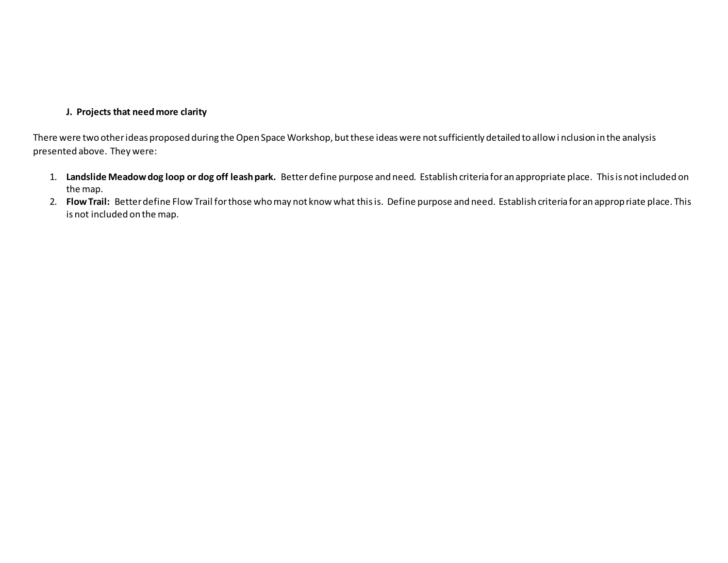### J. Projects that need more clarity

There were two other ideas proposed during the Open Space Workshop, but these ideas were not sufficiently detailed to allow inclusion in the analysis presented above. They were:

1. **Landslide Meadow dog loop or dog off leash park.** Better define purpose and need. Establish criteria for an appropriate place. This is not included on the map.
2. **Flow Trail:** Better define Flow Trail for those who may not know what this is. Define purpose and need. Establish criteria for an appropriate place. This is not included on the map.